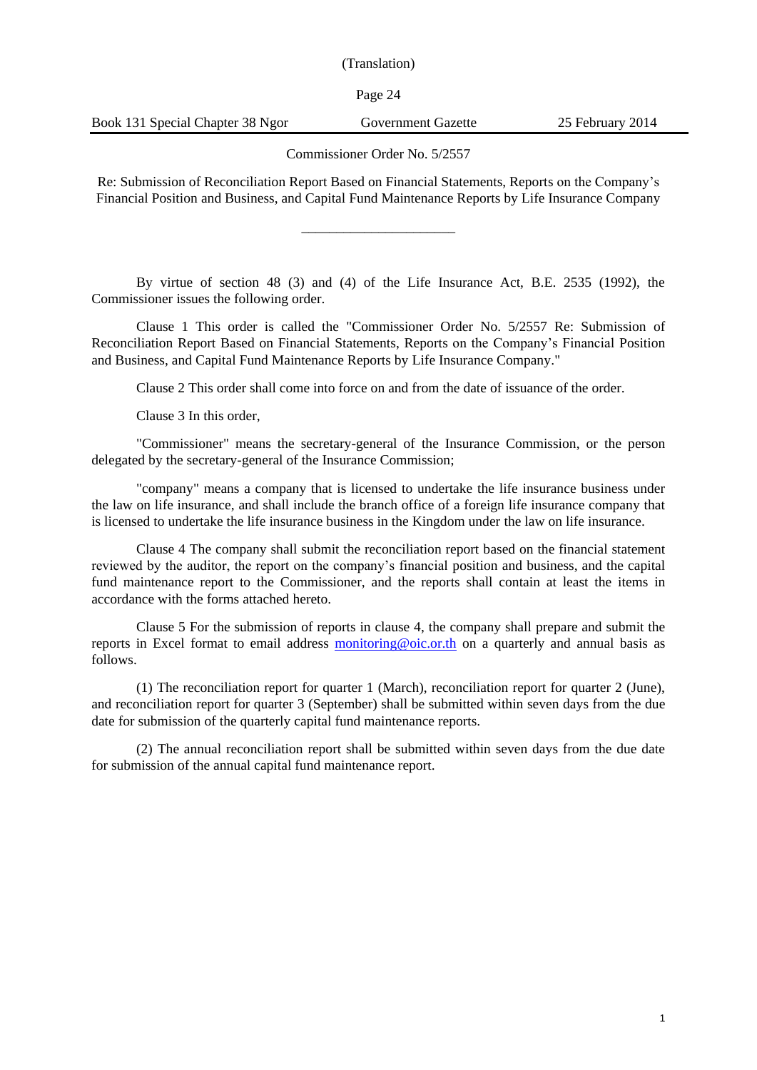(Translation)

Book 131 Special Chapter 38 Ngor | Government Gazette | 25 February 2014

Commissioner Order No. 5/2557

Re: Submission of Reconciliation Report Based on Financial Statements, Reports on the Company's Financial Position and Business, and Capital Fund Maintenance Reports by Life Insurance Company

---

By virtue of section 48 (3) and (4) of the Life Insurance Act, B.E. 2535 (1992), the Commissioner issues the following order.

Clause 1 This order is called the "Commissioner Order No. 5/2557 Re: Submission of Reconciliation Report Based on Financial Statements, Reports on the Company's Financial Position and Business, and Capital Fund Maintenance Reports by Life Insurance Company."

Clause 2 This order shall come into force on and from the date of issuance of the order.

Clause 3 In this order,

"Commissioner" means the secretary-general of the Insurance Commission, or the person delegated by the secretary-general of the Insurance Commission;

"company" means a company that is licensed to undertake the life insurance business under the law on life insurance, and shall include the branch office of a foreign life insurance company that is licensed to undertake the life insurance business in the Kingdom under the law on life insurance.

Clause 4 The company shall submit the reconciliation report based on the financial statement reviewed by the auditor, the report on the company's financial position and business, and the capital fund maintenance report to the Commissioner, and the reports shall contain at least the items in accordance with the forms attached hereto.

Clause 5 For the submission of reports in clause 4, the company shall prepare and submit the reports in Excel format to email address monitoring@oic.or.th on a quarterly and annual basis as follows.

(1) The reconciliation report for quarter 1 (March), reconciliation report for quarter 2 (June), and reconciliation report for quarter 3 (September) shall be submitted within seven days from the due date for submission of the quarterly capital fund maintenance reports.

(2) The annual reconciliation report shall be submitted within seven days from the due date for submission of the annual capital fund maintenance report.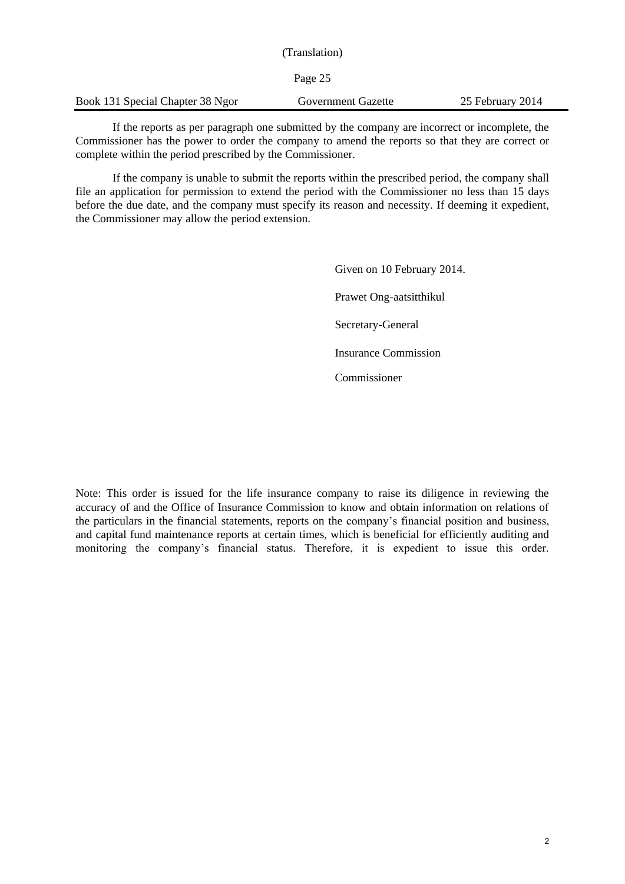If the reports as per paragraph one submitted by the company are incorrect or incomplete, the Commissioner has the power to order the company to amend the reports so that they are correct or complete within the period prescribed by the Commissioner.

If the company is unable to submit the reports within the prescribed period, the company shall file an application for permission to extend the period with the Commissioner no less than 15 days before the due date, and the company must specify its reason and necessity. If deeming it expedient, the Commissioner may allow the period extension.

Given on 10 February 2014.

Prawet Ong-aatsitthikul

Secretary-General

Insurance Commission

Commissioner

Note: This order is issued for the life insurance company to raise its diligence in reviewing the accuracy of and the Office of Insurance Commission to know and obtain information on relations of the particulars in the financial statements, reports on the company's financial position and business, and capital fund maintenance reports at certain times, which is beneficial for efficiently auditing and monitoring the company's financial status. Therefore, it is expedient to issue this order.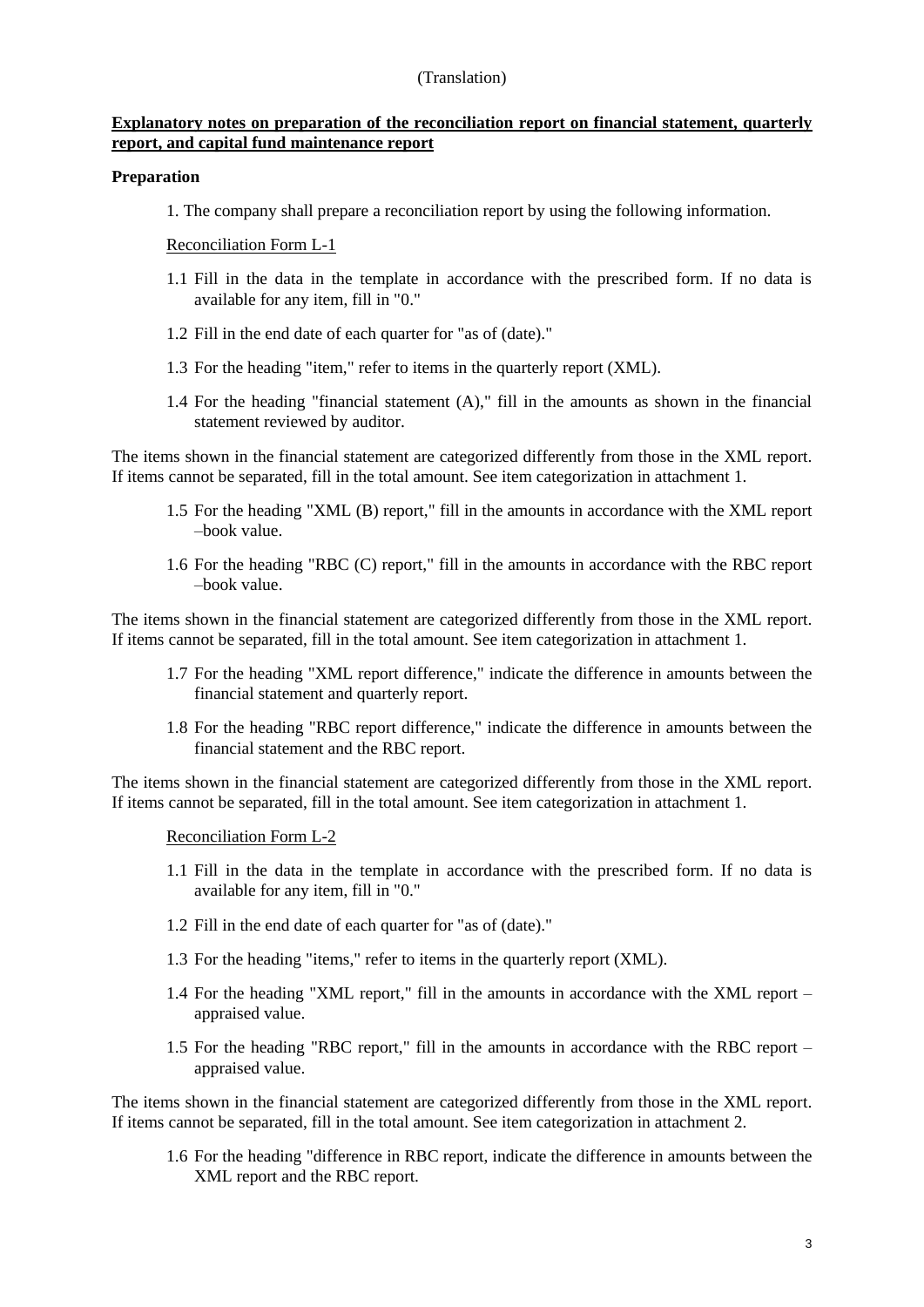(Translation)

**Explanatory notes on preparation of the reconciliation report on financial statement, quarterly report, and capital fund maintenance report**

**Preparation**

1. The company shall prepare a reconciliation report by using the following information.

Reconciliation Form L-1

1.1 Fill in the data in the template in accordance with the prescribed form. If no data is available for any item, fill in "0."

1.2 Fill in the end date of each quarter for "as of (date)."

1.3 For the heading "item," refer to items in the quarterly report (XML).

1.4 For the heading "financial statement (A)," fill in the amounts as shown in the financial statement reviewed by auditor.

The items shown in the financial statement are categorized differently from those in the XML report. If items cannot be separated, fill in the total amount. See item categorization in attachment 1.

1.5 For the heading "XML (B) report," fill in the amounts in accordance with the XML report –book value.

1.6 For the heading "RBC (C) report," fill in the amounts in accordance with the RBC report –book value.

The items shown in the financial statement are categorized differently from those in the XML report. If items cannot be separated, fill in the total amount. See item categorization in attachment 1.

1.7 For the heading "XML report difference," indicate the difference in amounts between the financial statement and quarterly report.

1.8 For the heading "RBC report difference," indicate the difference in amounts between the financial statement and the RBC report.

The items shown in the financial statement are categorized differently from those in the XML report. If items cannot be separated, fill in the total amount. See item categorization in attachment 1.

Reconciliation Form L-2

1.1 Fill in the data in the template in accordance with the prescribed form. If no data is available for any item, fill in "0."

1.2 Fill in the end date of each quarter for "as of (date)."

1.3 For the heading "items," refer to items in the quarterly report (XML).

1.4 For the heading "XML report," fill in the amounts in accordance with the XML report – appraised value.

1.5 For the heading "RBC report," fill in the amounts in accordance with the RBC report – appraised value.

The items shown in the financial statement are categorized differently from those in the XML report. If items cannot be separated, fill in the total amount. See item categorization in attachment 2.

1.6 For the heading "difference in RBC report, indicate the difference in amounts between the XML report and the RBC report.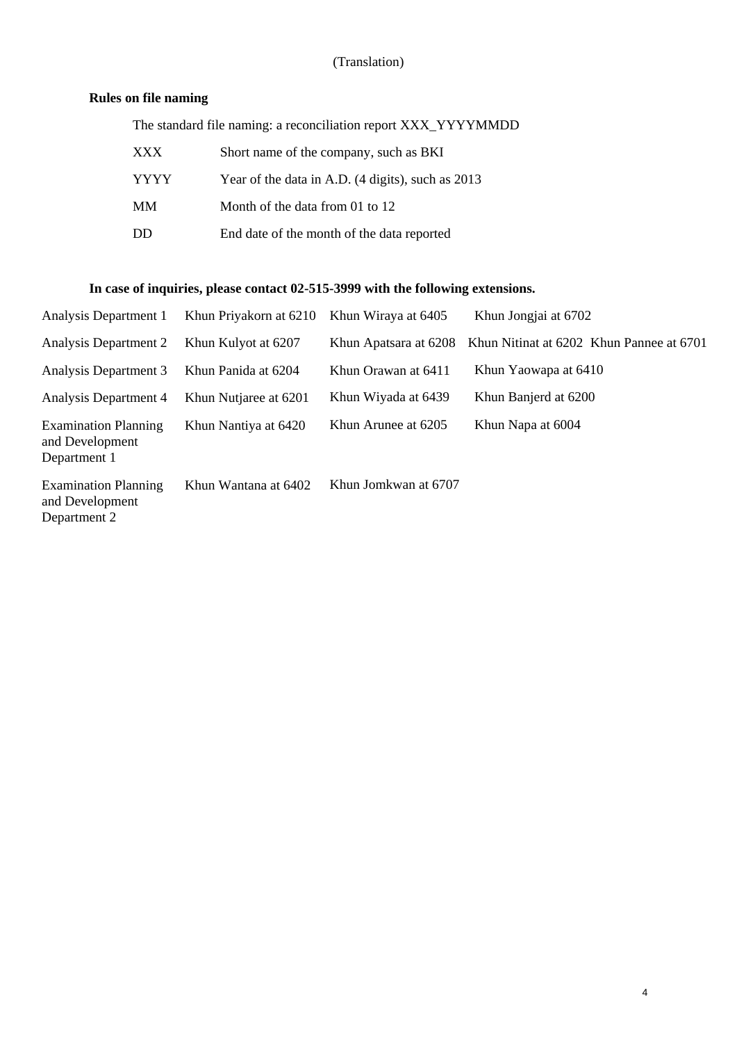(Translation)

**Rules on file naming**

The standard file naming: a reconciliation report XXX_YYYYMMDD

| | |
|---|---|
| XXX | Short name of the company, such as BKI |
| YYYY | Year of the data in A.D. (4 digits), such as 2013 |
| MM | Month of the data from 01 to 12 |
| DD | End date of the month of the data reported |

**In case of inquiries, please contact 02-515-3999 with the following extensions.**

| | | | |
|---|---|---|---|
| Analysis Department 1 | Khun Priyakorn at 6210 | Khun Wiraya at 6405 | Khun Jongjai at 6702 |
| Analysis Department 2 | Khun Kulyot at 6207 | Khun Apatsara at 6208 | Khun Nitinat at 6202 Khun Pannee at 6701 |
| Analysis Department 3 | Khun Panida at 6204 | Khun Orawan at 6411 | Khun Yaowapa at 6410 |
| Analysis Department 4 | Khun Nutjaree at 6201 | Khun Wiyada at 6439 | Khun Banjerd at 6200 |
| Examination Planning and Development Department 1 | Khun Nantiya at 6420 | Khun Arunee at 6205 | Khun Napa at 6004 |
| Examination Planning and Development Department 2 | Khun Wantana at 6402 | Khun Jomkwan at 6707 | |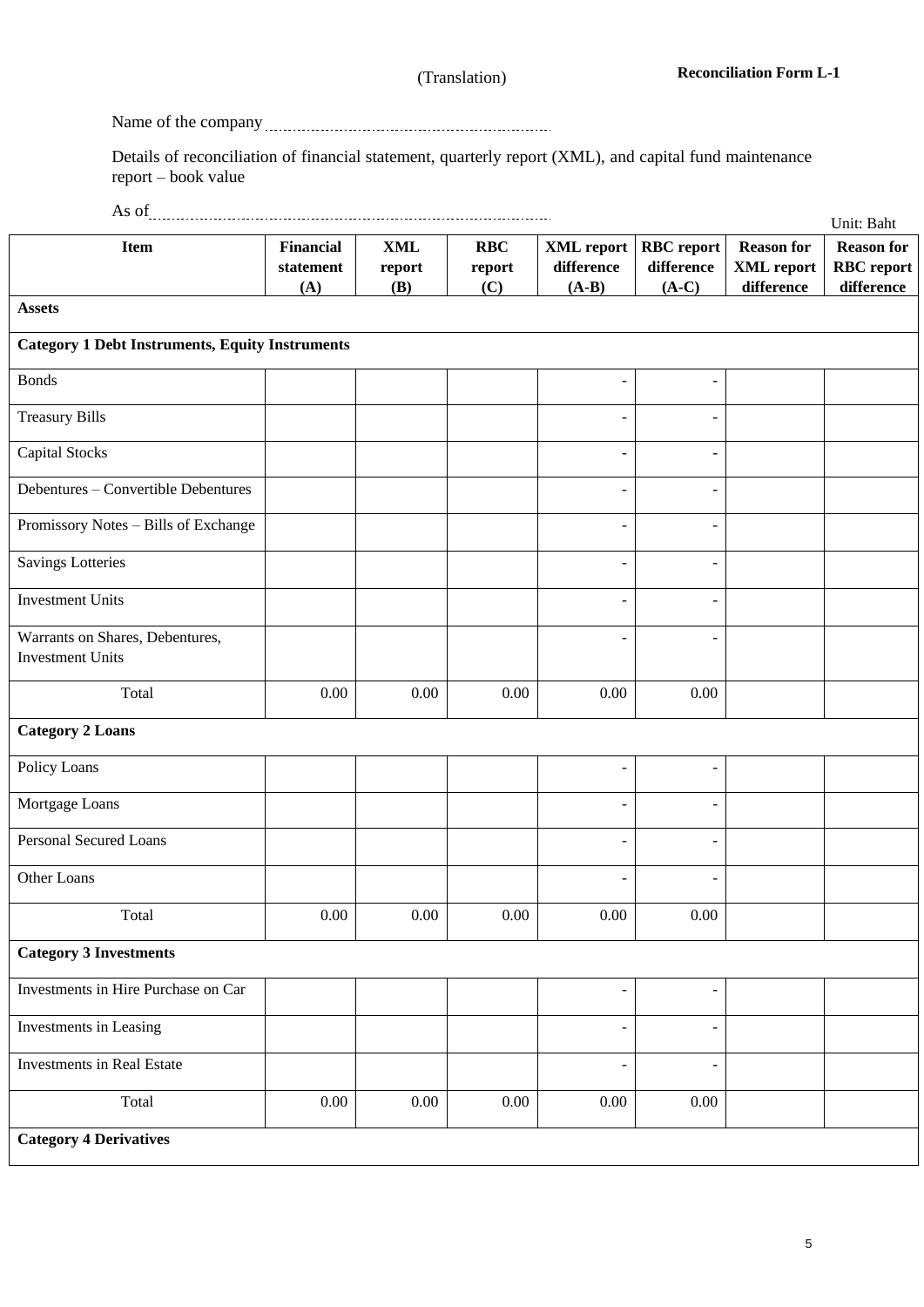(Translation)

**Reconciliation Form L-1**

Name of the company ........................................

Details of reconciliation of financial statement, quarterly report (XML), and capital fund maintenance report – book value

As of ........................................

Unit: Baht

| Item | Financial statement (A) | XML report (B) | RBC report (C) | XML report difference (A-B) | RBC report difference (A-C) | Reason for XML report difference | Reason for RBC report difference |
|---|---|---|---|---|---|---|---|
| **Assets** | | | | | | | |
| **Category 1 Debt Instruments, Equity Instruments** | | | | | | | |
| Bonds | | | | - | - | | |
| Treasury Bills | | | | - | - | | |
| Capital Stocks | | | | - | - | | |
| Debentures – Convertible Debentures | | | | - | - | | |
| Promissory Notes – Bills of Exchange | | | | - | - | | |
| Savings Lotteries | | | | - | - | | |
| Investment Units | | | | - | - | | |
| Warrants on Shares, Debentures, Investment Units | | | | - | - | | |
| Total | 0.00 | 0.00 | 0.00 | 0.00 | 0.00 | | |
| **Category 2 Loans** | | | | | | | |
| Policy Loans | | | | - | - | | |
| Mortgage Loans | | | | - | - | | |
| Personal Secured Loans | | | | - | - | | |
| Other Loans | | | | - | - | | |
| Total | 0.00 | 0.00 | 0.00 | 0.00 | 0.00 | | |
| **Category 3 Investments** | | | | | | | |
| Investments in Hire Purchase on Car | | | | - | - | | |
| Investments in Leasing | | | | - | - | | |
| Investments in Real Estate | | | | - | - | | |
| Total | 0.00 | 0.00 | 0.00 | 0.00 | 0.00 | | |
| **Category 4 Derivatives** | | | | | | | |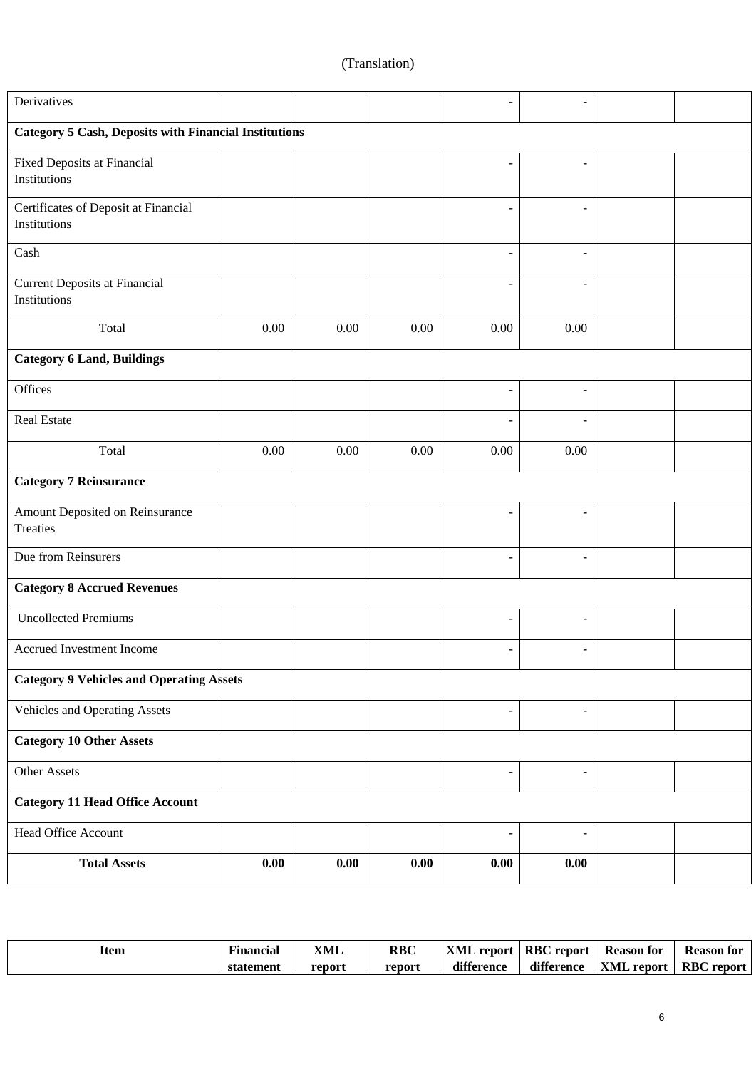(Translation)

| | | | | | | | |
|---|---|---|---|---|---|---|---|
| Derivatives | | | | - | - | | |
| **Category 5 Cash, Deposits with Financial Institutions** | | | | | | | |
| Fixed Deposits at Financial Institutions | | | | - | - | | |
| Certificates of Deposit at Financial Institutions | | | | - | - | | |
| Cash | | | | - | - | | |
| Current Deposits at Financial Institutions | | | | - | - | | |
| Total | 0.00 | 0.00 | 0.00 | 0.00 | 0.00 | | |
| **Category 6 Land, Buildings** | | | | | | | |
| Offices | | | | - | - | | |
| Real Estate | | | | - | - | | |
| Total | 0.00 | 0.00 | 0.00 | 0.00 | 0.00 | | |
| **Category 7 Reinsurance** | | | | | | | |
| Amount Deposited on Reinsurance Treaties | | | | - | - | | |
| Due from Reinsurers | | | | - | - | | |
| **Category 8 Accrued Revenues** | | | | | | | |
| Uncollected Premiums | | | | - | - | | |
| Accrued Investment Income | | | | - | - | | |
| **Category 9 Vehicles and Operating Assets** | | | | | | | |
| Vehicles and Operating Assets | | | | - | - | | |
| **Category 10 Other Assets** | | | | | | | |
| Other Assets | | | | - | - | | |
| **Category 11 Head Office Account** | | | | | | | |
| Head Office Account | | | | - | - | | |
| **Total Assets** | **0.00** | **0.00** | **0.00** | **0.00** | **0.00** | | |

| **Item** | **Financial statement** | **XML report** | **RBC report** | **XML report difference** | **RBC report difference** | **Reason for XML report** | **Reason for RBC report** |
|---|---|---|---|---|---|---|---|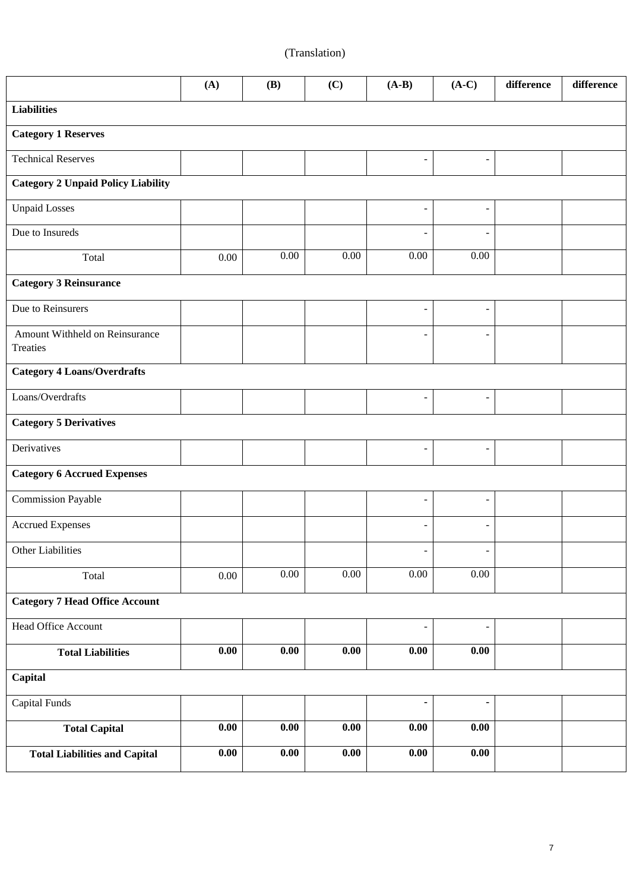(Translation)

| | (A) | (B) | (C) | (A-B) | (A-C) | difference | difference |
|---|---|---|---|---|---|---|---|
| **Liabilities** | | | | | | | |
| **Category 1 Reserves** | | | | | | | |
| Technical Reserves | | | | - | - | | |
| **Category 2 Unpaid Policy Liability** | | | | | | | |
| Unpaid Losses | | | | - | - | | |
| Due to Insureds | | | | - | - | | |
| Total | 0.00 | 0.00 | 0.00 | 0.00 | 0.00 | | |
| **Category 3 Reinsurance** | | | | | | | |
| Due to Reinsurers | | | | - | - | | |
| Amount Withheld on Reinsurance Treaties | | | | - | - | | |
| **Category 4 Loans/Overdrafts** | | | | | | | |
| Loans/Overdrafts | | | | - | - | | |
| **Category 5 Derivatives** | | | | | | | |
| Derivatives | | | | - | - | | |
| **Category 6 Accrued Expenses** | | | | | | | |
| Commission Payable | | | | - | - | | |
| Accrued Expenses | | | | - | - | | |
| Other Liabilities | | | | - | - | | |
| Total | 0.00 | 0.00 | 0.00 | 0.00 | 0.00 | | |
| **Category 7 Head Office Account** | | | | | | | |
| Head Office Account | | | | - | - | | |
| **Total Liabilities** | **0.00** | **0.00** | **0.00** | **0.00** | **0.00** | | |
| **Capital** | | | | | | | |
| Capital Funds | | | | - | - | | |
| **Total Capital** | **0.00** | **0.00** | **0.00** | **0.00** | **0.00** | | |
| **Total Liabilities and Capital** | **0.00** | **0.00** | **0.00** | **0.00** | **0.00** | | |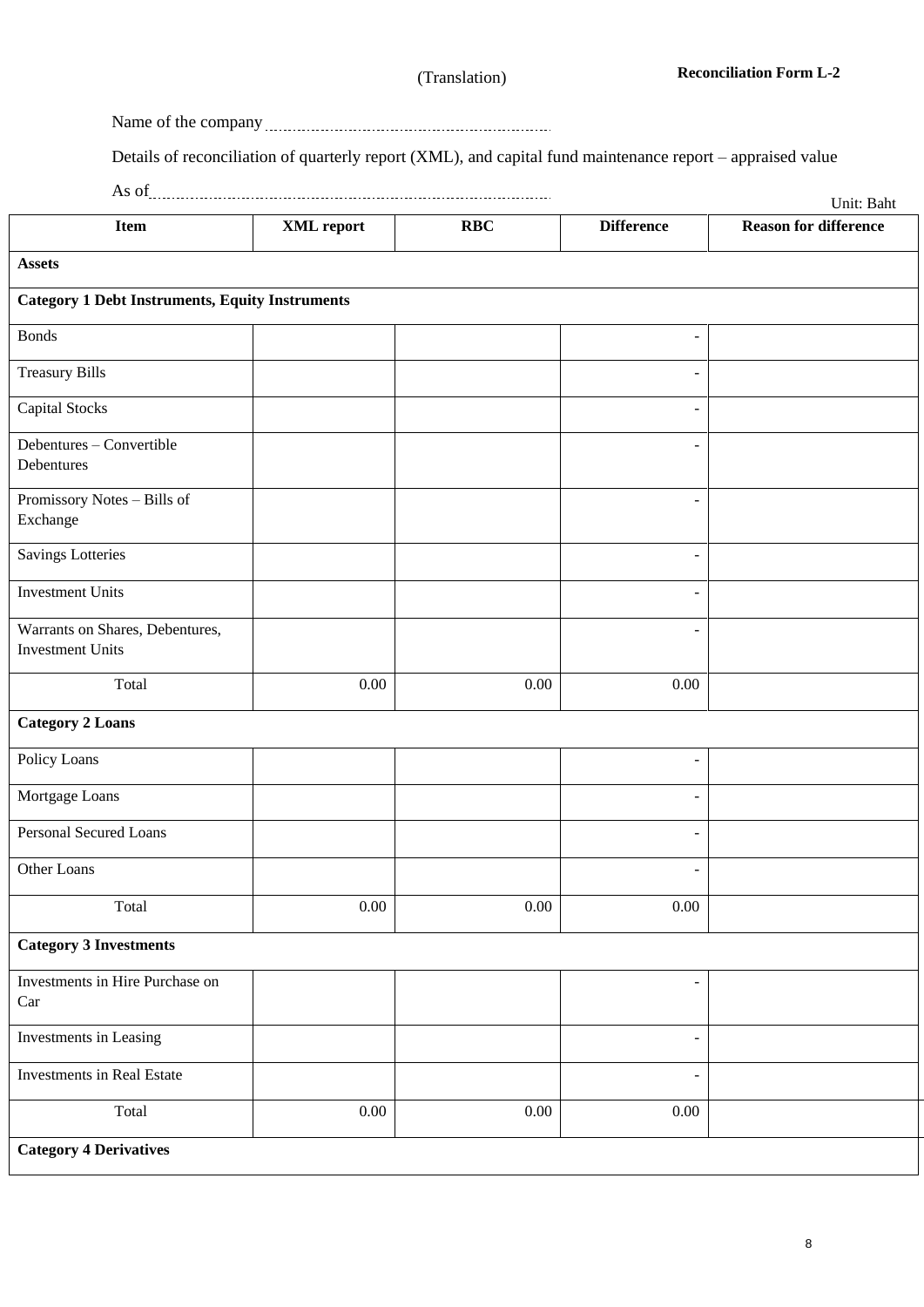(Translation)

**Reconciliation Form L-2**

Name of the company ........................................

Details of reconciliation of quarterly report (XML), and capital fund maintenance report – appraised value

As of ........................................

Unit: Baht

| Item | XML report | RBC | Difference | Reason for difference |
|---|---|---|---|---|
| **Assets** | | | | |
| **Category 1 Debt Instruments, Equity Instruments** | | | | |
| Bonds | | | - | |
| Treasury Bills | | | - | |
| Capital Stocks | | | - | |
| Debentures – Convertible Debentures | | | - | |
| Promissory Notes – Bills of Exchange | | | - | |
| Savings Lotteries | | | - | |
| Investment Units | | | - | |
| Warrants on Shares, Debentures, Investment Units | | | - | |
| Total | 0.00 | 0.00 | 0.00 | |
| **Category 2 Loans** | | | | |
| Policy Loans | | | - | |
| Mortgage Loans | | | - | |
| Personal Secured Loans | | | - | |
| Other Loans | | | - | |
| Total | 0.00 | 0.00 | 0.00 | |
| **Category 3 Investments** | | | | |
| Investments in Hire Purchase on Car | | | - | |
| Investments in Leasing | | | - | |
| Investments in Real Estate | | | - | |
| Total | 0.00 | 0.00 | 0.00 | |
| **Category 4 Derivatives** | | | | |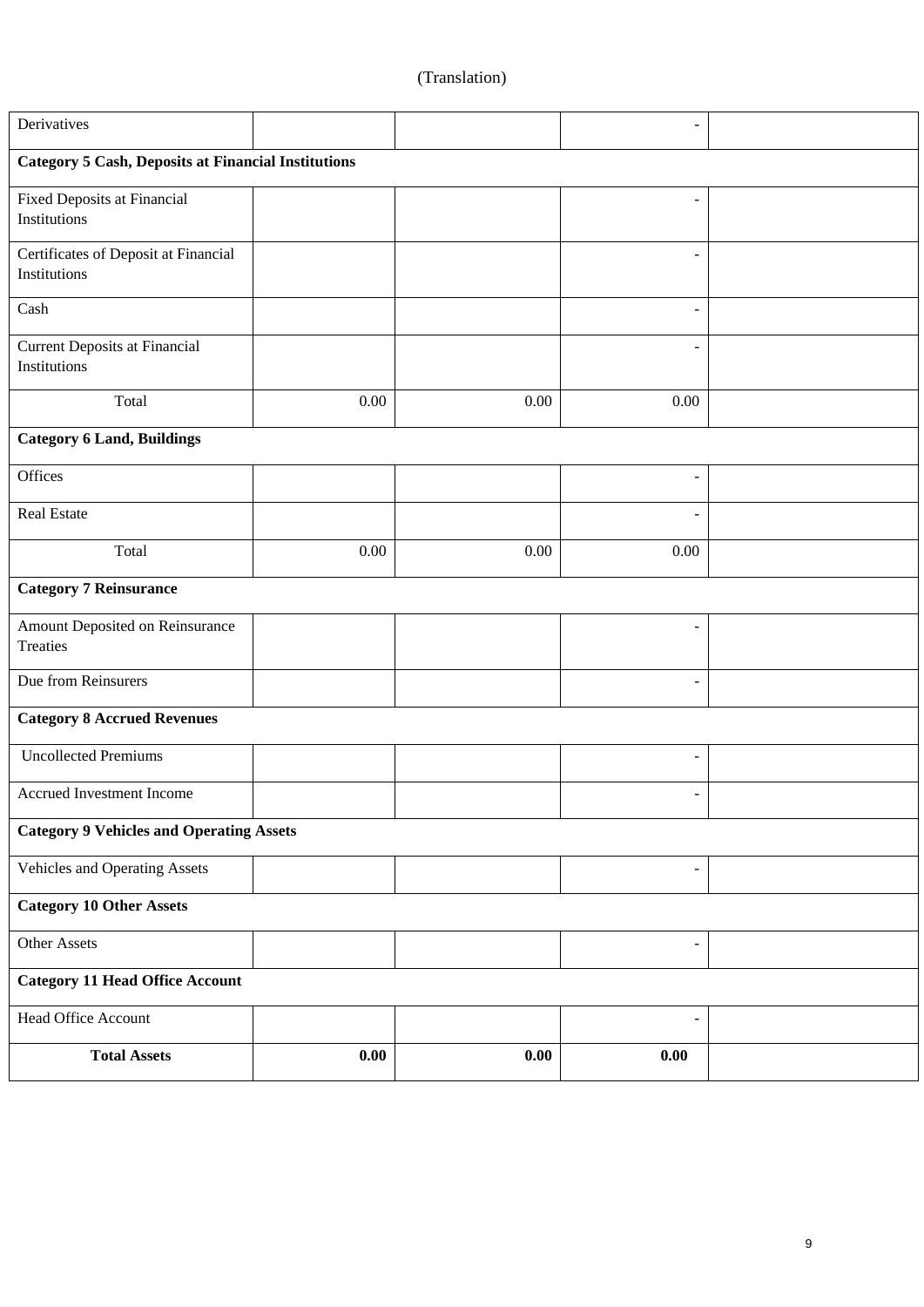(Translation)

| | | | | |
|---|---|---|---|---|
| Derivatives | | | - | |
| **Category 5 Cash, Deposits at Financial Institutions** | | | | |
| Fixed Deposits at Financial Institutions | | | - | |
| Certificates of Deposit at Financial Institutions | | | - | |
| Cash | | | - | |
| Current Deposits at Financial Institutions | | | - | |
| Total | 0.00 | 0.00 | 0.00 | |
| **Category 6 Land, Buildings** | | | | |
| Offices | | | - | |
| Real Estate | | | - | |
| Total | 0.00 | 0.00 | 0.00 | |
| **Category 7 Reinsurance** | | | | |
| Amount Deposited on Reinsurance Treaties | | | - | |
| Due from Reinsurers | | | - | |
| **Category 8 Accrued Revenues** | | | | |
| Uncollected Premiums | | | - | |
| Accrued Investment Income | | | - | |
| **Category 9 Vehicles and Operating Assets** | | | | |
| Vehicles and Operating Assets | | | - | |
| **Category 10 Other Assets** | | | | |
| Other Assets | | | - | |
| **Category 11 Head Office Account** | | | | |
| Head Office Account | | | - | |
| **Total Assets** | **0.00** | **0.00** | **0.00** | |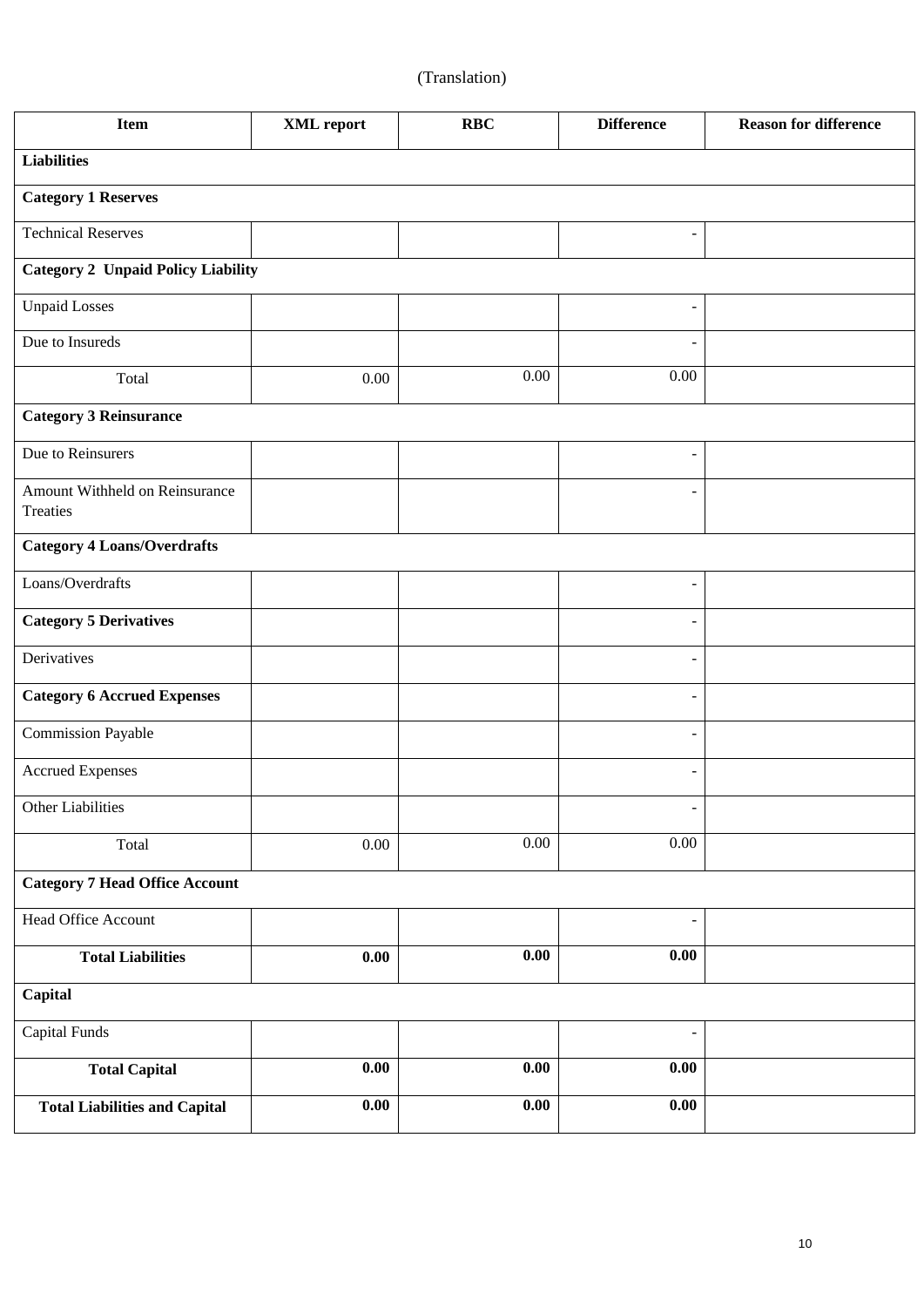(Translation)

| Item | XML report | RBC | Difference | Reason for difference |
|---|---|---|---|---|
| **Liabilities** | | | | |
| **Category 1 Reserves** | | | | |
| Technical Reserves | | | - | |
| **Category 2 Unpaid Policy Liability** | | | | |
| Unpaid Losses | | | - | |
| Due to Insureds | | | - | |
| Total | 0.00 | 0.00 | 0.00 | |
| **Category 3 Reinsurance** | | | | |
| Due to Reinsurers | | | - | |
| Amount Withheld on Reinsurance Treaties | | | - | |
| **Category 4 Loans/Overdrafts** | | | | |
| Loans/Overdrafts | | | - | |
| **Category 5 Derivatives** | | | - | |
| Derivatives | | | - | |
| **Category 6 Accrued Expenses** | | | - | |
| Commission Payable | | | - | |
| Accrued Expenses | | | - | |
| Other Liabilities | | | - | |
| Total | 0.00 | 0.00 | 0.00 | |
| **Category 7 Head Office Account** | | | | |
| Head Office Account | | | - | |
| **Total Liabilities** | **0.00** | **0.00** | **0.00** | |
| **Capital** | | | | |
| Capital Funds | | | - | |
| **Total Capital** | **0.00** | **0.00** | **0.00** | |
| **Total Liabilities and Capital** | **0.00** | **0.00** | **0.00** | |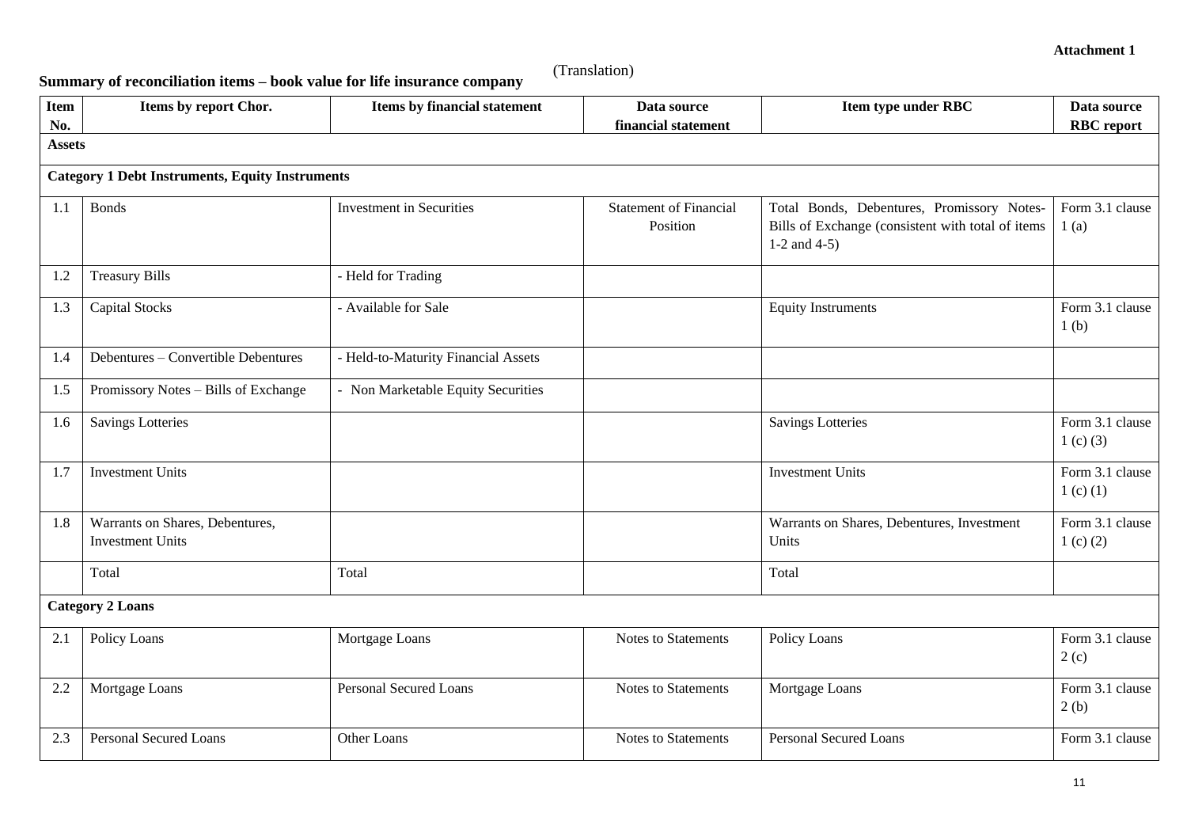**Attachment 1**

(Translation)

**Summary of reconciliation items – book value for life insurance company**

| Item No. | Items by report Chor. | Items by financial statement | Data source financial statement | Item type under RBC | Data source RBC report |
|---|---|---|---|---|---|
| **Assets** | | | | | |
| **Category 1 Debt Instruments, Equity Instruments** | | | | | |
| 1.1 | Bonds | Investment in Securities | Statement of Financial Position | Total Bonds, Debentures, Promissory Notes-Bills of Exchange (consistent with total of items 1-2 and 4-5) | Form 3.1 clause 1 (a) |
| 1.2 | Treasury Bills | - Held for Trading | | | |
| 1.3 | Capital Stocks | - Available for Sale | | Equity Instruments | Form 3.1 clause 1 (b) |
| 1.4 | Debentures – Convertible Debentures | - Held-to-Maturity Financial Assets | | | |
| 1.5 | Promissory Notes – Bills of Exchange | - Non Marketable Equity Securities | | | |
| 1.6 | Savings Lotteries | | | Savings Lotteries | Form 3.1 clause 1 (c) (3) |
| 1.7 | Investment Units | | | Investment Units | Form 3.1 clause 1 (c) (1) |
| 1.8 | Warrants on Shares, Debentures, Investment Units | | | Warrants on Shares, Debentures, Investment Units | Form 3.1 clause 1 (c) (2) |
| | Total | Total | | Total | |
| **Category 2 Loans** | | | | | |
| 2.1 | Policy Loans | Mortgage Loans | Notes to Statements | Policy Loans | Form 3.1 clause 2 (c) |
| 2.2 | Mortgage Loans | Personal Secured Loans | Notes to Statements | Mortgage Loans | Form 3.1 clause 2 (b) |
| 2.3 | Personal Secured Loans | Other Loans | Notes to Statements | Personal Secured Loans | Form 3.1 clause |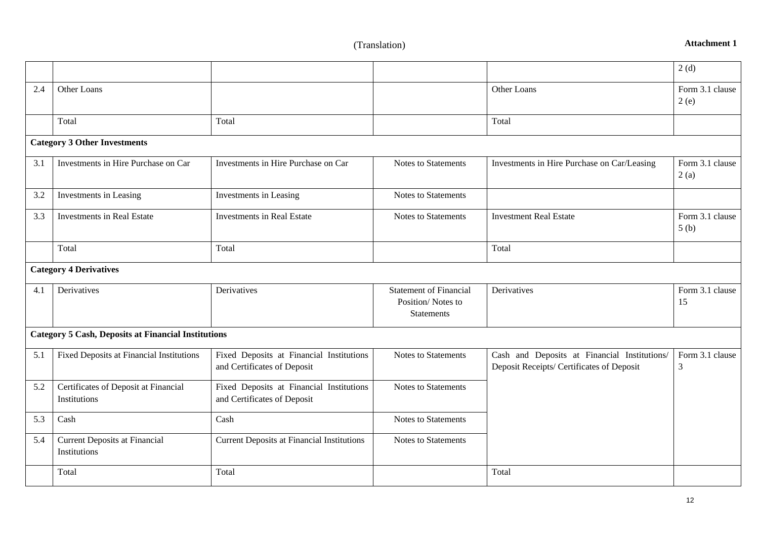(Translation)

**Attachment 1**

| | | | | | |
|---|---|---|---|---|---|
| | | | | | 2 (d) |
| 2.4 | Other Loans | | | Other Loans | Form 3.1 clause 2 (e) |
| | Total | Total | | Total | |
| **Category 3 Other Investments** | | | | | |
| 3.1 | Investments in Hire Purchase on Car | Investments in Hire Purchase on Car | Notes to Statements | Investments in Hire Purchase on Car/Leasing | Form 3.1 clause 2 (a) |
| 3.2 | Investments in Leasing | Investments in Leasing | Notes to Statements | | |
| 3.3 | Investments in Real Estate | Investments in Real Estate | Notes to Statements | Investment Real Estate | Form 3.1 clause 5 (b) |
| | Total | Total | | Total | |
| **Category 4 Derivatives** | | | | | |
| 4.1 | Derivatives | Derivatives | Statement of Financial Position/ Notes to Statements | Derivatives | Form 3.1 clause 15 |
| **Category 5 Cash, Deposits at Financial Institutions** | | | | | |
| 5.1 | Fixed Deposits at Financial Institutions | Fixed Deposits at Financial Institutions and Certificates of Deposit | Notes to Statements | Cash and Deposits at Financial Institutions/ Deposit Receipts/ Certificates of Deposit | Form 3.1 clause 3 |
| 5.2 | Certificates of Deposit at Financial Institutions | Fixed Deposits at Financial Institutions and Certificates of Deposit | Notes to Statements | | |
| 5.3 | Cash | Cash | Notes to Statements | | |
| 5.4 | Current Deposits at Financial Institutions | Current Deposits at Financial Institutions | Notes to Statements | | |
| | Total | Total | | Total | |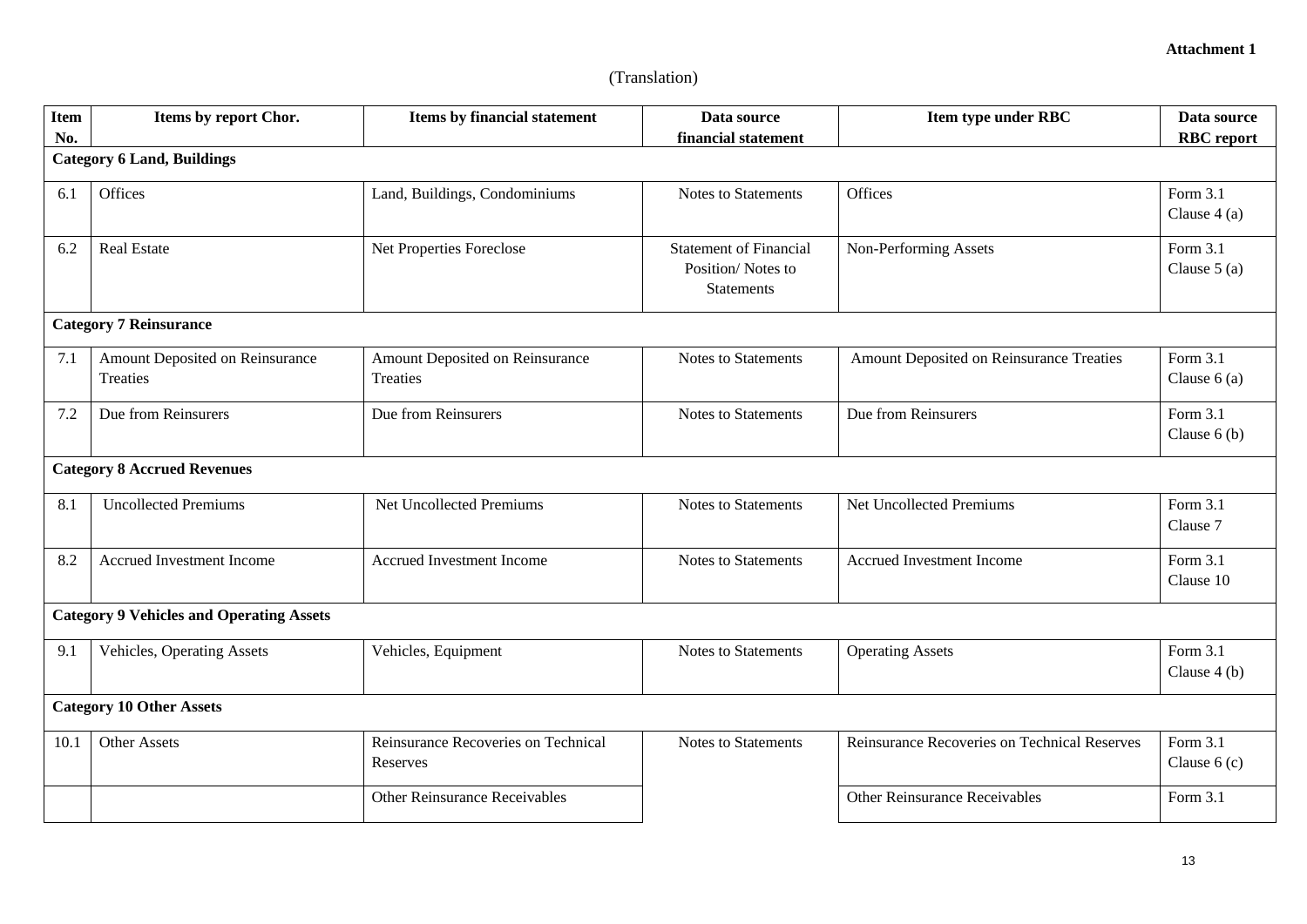**Attachment 1**

(Translation)

| Item No. | Items by report Chor. | Items by financial statement | Data source financial statement | Item type under RBC | Data source RBC report |
|---|---|---|---|---|---|
| **Category 6 Land, Buildings** | | | | | |
| 6.1 | Offices | Land, Buildings, Condominiums | Notes to Statements | Offices | Form 3.1 Clause 4 (a) |
| 6.2 | Real Estate | Net Properties Foreclose | Statement of Financial Position/ Notes to Statements | Non-Performing Assets | Form 3.1 Clause 5 (a) |
| **Category 7 Reinsurance** | | | | | |
| 7.1 | Amount Deposited on Reinsurance Treaties | Amount Deposited on Reinsurance Treaties | Notes to Statements | Amount Deposited on Reinsurance Treaties | Form 3.1 Clause 6 (a) |
| 7.2 | Due from Reinsurers | Due from Reinsurers | Notes to Statements | Due from Reinsurers | Form 3.1 Clause 6 (b) |
| **Category 8 Accrued Revenues** | | | | | |
| 8.1 | Uncollected Premiums | Net Uncollected Premiums | Notes to Statements | Net Uncollected Premiums | Form 3.1 Clause 7 |
| 8.2 | Accrued Investment Income | Accrued Investment Income | Notes to Statements | Accrued Investment Income | Form 3.1 Clause 10 |
| **Category 9 Vehicles and Operating Assets** | | | | | |
| 9.1 | Vehicles, Operating Assets | Vehicles, Equipment | Notes to Statements | Operating Assets | Form 3.1 Clause 4 (b) |
| **Category 10 Other Assets** | | | | | |
| 10.1 | Other Assets | Reinsurance Recoveries on Technical Reserves | Notes to Statements | Reinsurance Recoveries on Technical Reserves | Form 3.1 Clause 6 (c) |
| | | Other Reinsurance Receivables | | Other Reinsurance Receivables | Form 3.1 |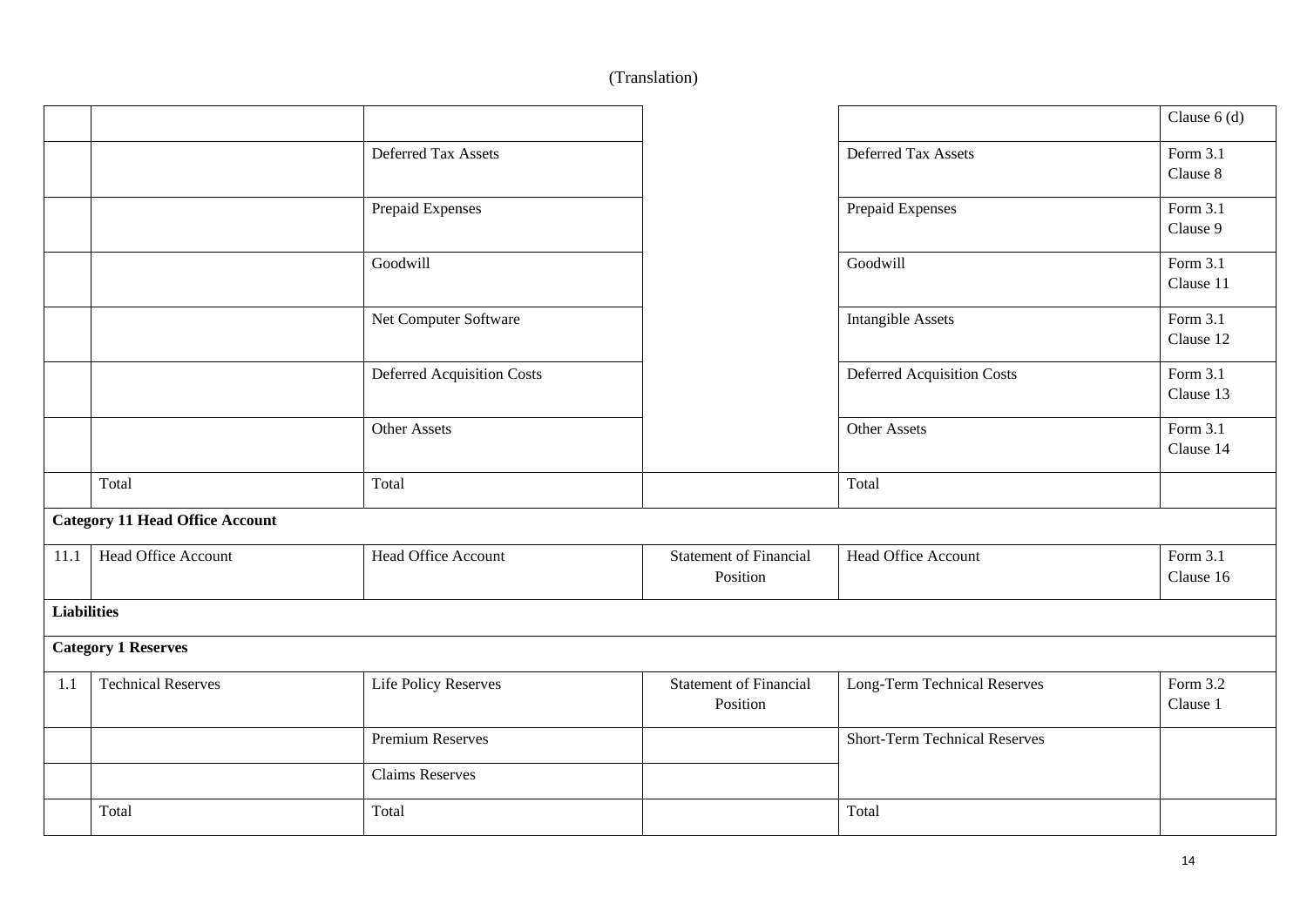(Translation)

| | | | | | |
|---|---|---|---|---|---|
| | | | | | Clause 6 (d) |
| | | Deferred Tax Assets | | Deferred Tax Assets | Form 3.1 Clause 8 |
| | | Prepaid Expenses | | Prepaid Expenses | Form 3.1 Clause 9 |
| | | Goodwill | | Goodwill | Form 3.1 Clause 11 |
| | | Net Computer Software | | Intangible Assets | Form 3.1 Clause 12 |
| | | Deferred Acquisition Costs | | Deferred Acquisition Costs | Form 3.1 Clause 13 |
| | | Other Assets | | Other Assets | Form 3.1 Clause 14 |
| | Total | Total | | Total | |
| **Category 11 Head Office Account** | | | | | |
| 11.1 | Head Office Account | Head Office Account | Statement of Financial Position | Head Office Account | Form 3.1 Clause 16 |
| **Liabilities** | | | | | |
| **Category 1 Reserves** | | | | | |
| 1.1 | Technical Reserves | Life Policy Reserves | Statement of Financial Position | Long-Term Technical Reserves | Form 3.2 Clause 1 |
| | | Premium Reserves | | Short-Term Technical Reserves | |
| | | Claims Reserves | | | |
| | Total | Total | | Total | |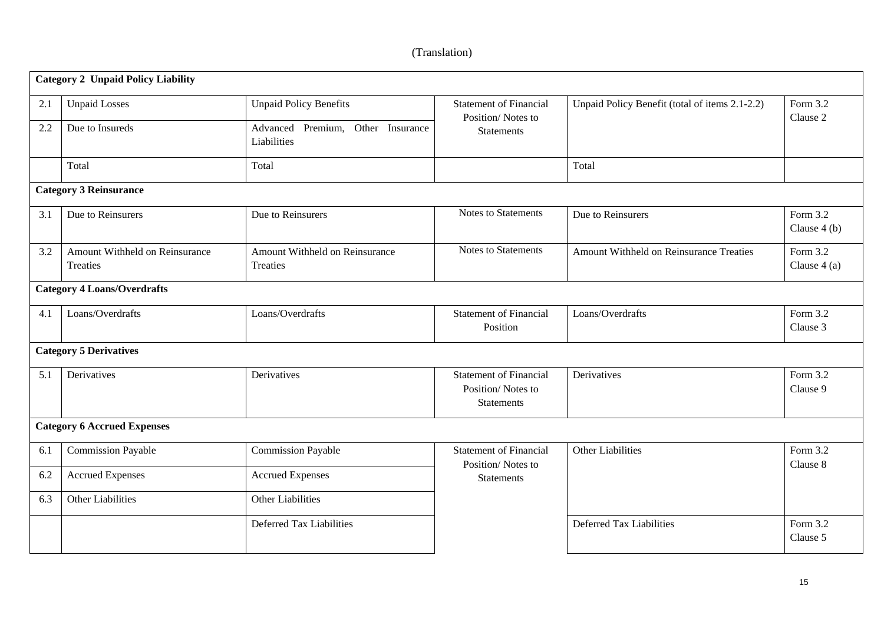(Translation)

| | | | | | |
|---|---|---|---|---|---|
| **Category 2 Unpaid Policy Liability** | | | | | |
| 2.1 | Unpaid Losses | Unpaid Policy Benefits | Statement of Financial Position/ Notes to Statements | Unpaid Policy Benefit (total of items 2.1-2.2) | Form 3.2 Clause 2 |
| 2.2 | Due to Insureds | Advanced Premium, Other Insurance Liabilities | | | |
| | Total | Total | | Total | |
| **Category 3 Reinsurance** | | | | | |
| 3.1 | Due to Reinsurers | Due to Reinsurers | Notes to Statements | Due to Reinsurers | Form 3.2 Clause 4 (b) |
| 3.2 | Amount Withheld on Reinsurance Treaties | Amount Withheld on Reinsurance Treaties | Notes to Statements | Amount Withheld on Reinsurance Treaties | Form 3.2 Clause 4 (a) |
| **Category 4 Loans/Overdrafts** | | | | | |
| 4.1 | Loans/Overdrafts | Loans/Overdrafts | Statement of Financial Position | Loans/Overdrafts | Form 3.2 Clause 3 |
| **Category 5 Derivatives** | | | | | |
| 5.1 | Derivatives | Derivatives | Statement of Financial Position/ Notes to Statements | Derivatives | Form 3.2 Clause 9 |
| **Category 6 Accrued Expenses** | | | | | |
| 6.1 | Commission Payable | Commission Payable | Statement of Financial Position/ Notes to Statements | Other Liabilities | Form 3.2 Clause 8 |
| 6.2 | Accrued Expenses | Accrued Expenses | | | |
| 6.3 | Other Liabilities | Other Liabilities | | | |
| | | Deferred Tax Liabilities | | Deferred Tax Liabilities | Form 3.2 Clause 5 |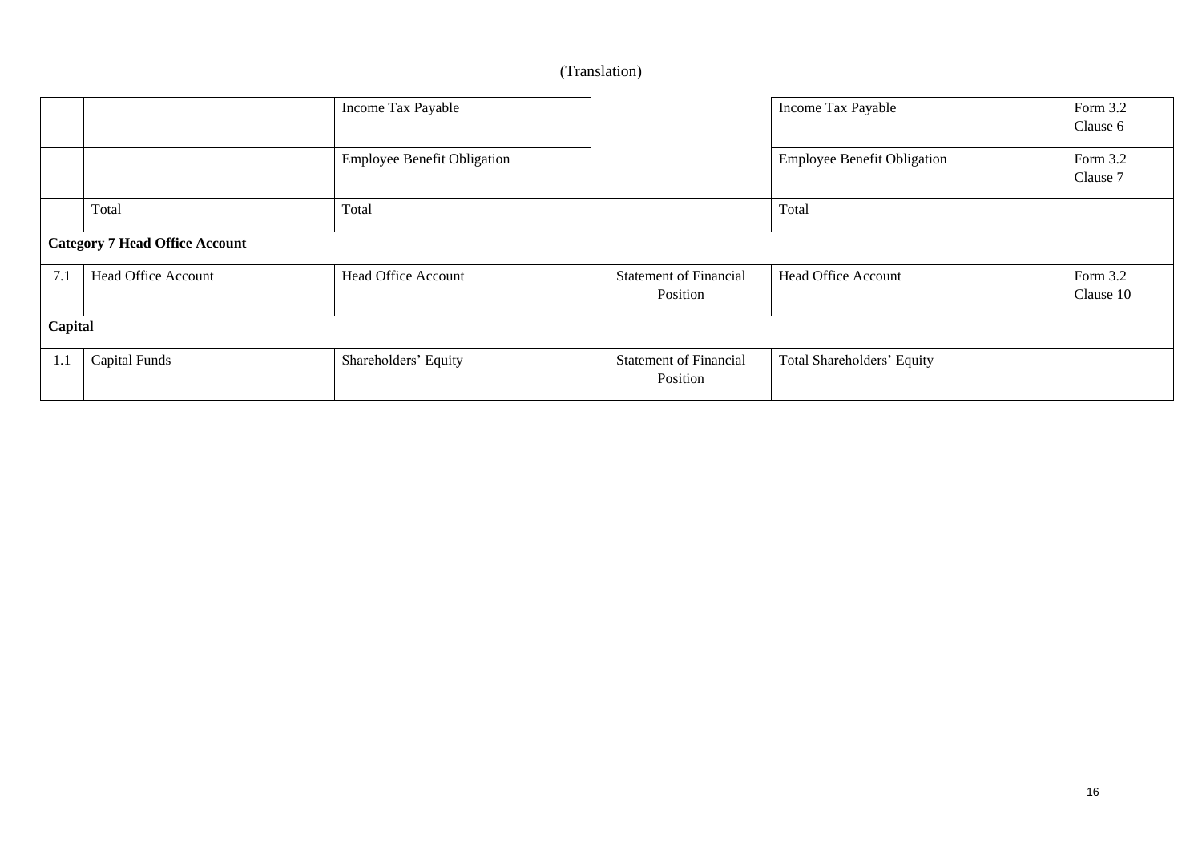(Translation)

| | | | | | |
|---|---|---|---|---|---|
| | | Income Tax Payable | | Income Tax Payable | Form 3.2 Clause 6 |
| | | Employee Benefit Obligation | | Employee Benefit Obligation | Form 3.2 Clause 7 |
| | Total | Total | | Total | |
| **Category 7 Head Office Account** | | | | | |
| 7.1 | Head Office Account | Head Office Account | Statement of Financial Position | Head Office Account | Form 3.2 Clause 10 |
| **Capital** | | | | | |
| 1.1 | Capital Funds | Shareholders' Equity | Statement of Financial Position | Total Shareholders' Equity | |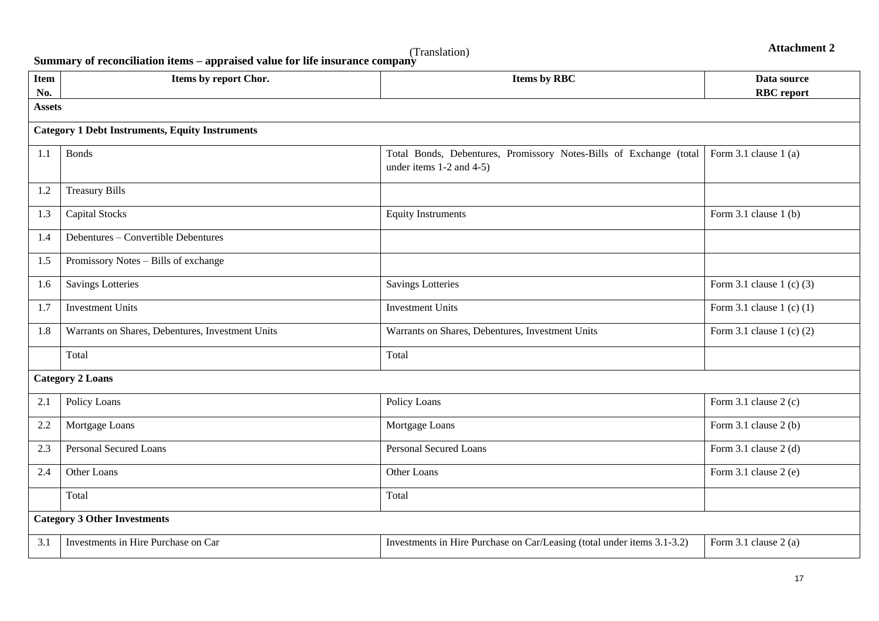(Translation)

**Attachment 2**

## Summary of reconciliation items – appraised value for life insurance company

| Item No. | Items by report Chor. | Items by RBC | Data source RBC report |
|---|---|---|---|
| **Assets** | | | |
| **Category 1 Debt Instruments, Equity Instruments** | | | |
| 1.1 | Bonds | Total Bonds, Debentures, Promissory Notes-Bills of Exchange (total under items 1-2 and 4-5) | Form 3.1 clause 1 (a) |
| 1.2 | Treasury Bills | | |
| 1.3 | Capital Stocks | Equity Instruments | Form 3.1 clause 1 (b) |
| 1.4 | Debentures – Convertible Debentures | | |
| 1.5 | Promissory Notes – Bills of exchange | | |
| 1.6 | Savings Lotteries | Savings Lotteries | Form 3.1 clause 1 (c) (3) |
| 1.7 | Investment Units | Investment Units | Form 3.1 clause 1 (c) (1) |
| 1.8 | Warrants on Shares, Debentures, Investment Units | Warrants on Shares, Debentures, Investment Units | Form 3.1 clause 1 (c) (2) |
| | Total | Total | |
| **Category 2 Loans** | | | |
| 2.1 | Policy Loans | Policy Loans | Form 3.1 clause 2 (c) |
| 2.2 | Mortgage Loans | Mortgage Loans | Form 3.1 clause 2 (b) |
| 2.3 | Personal Secured Loans | Personal Secured Loans | Form 3.1 clause 2 (d) |
| 2.4 | Other Loans | Other Loans | Form 3.1 clause 2 (e) |
| | Total | Total | |
| **Category 3 Other Investments** | | | |
| 3.1 | Investments in Hire Purchase on Car | Investments in Hire Purchase on Car/Leasing (total under items 3.1-3.2) | Form 3.1 clause 2 (a) |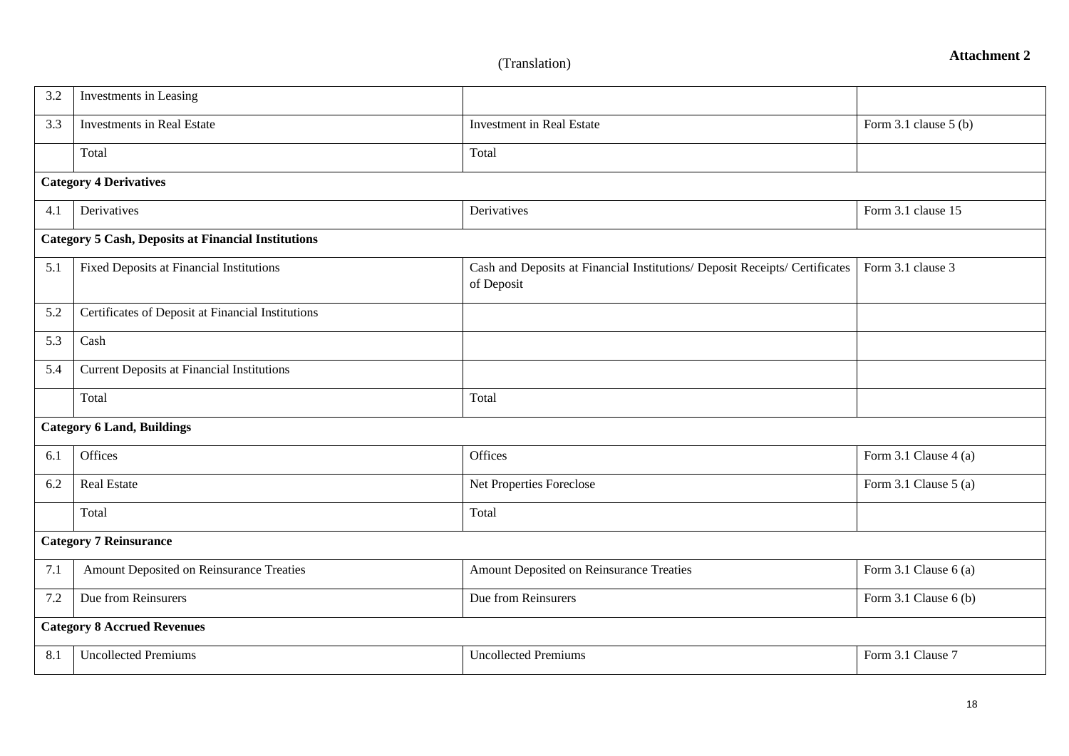(Translation)

**Attachment 2**

| | | | |
|---|---|---|---|
| 3.2 | Investments in Leasing | | |
| 3.3 | Investments in Real Estate | Investment in Real Estate | Form 3.1 clause 5 (b) |
| | Total | Total | |
| **Category 4 Derivatives** | | | |
| 4.1 | Derivatives | Derivatives | Form 3.1 clause 15 |
| **Category 5 Cash, Deposits at Financial Institutions** | | | |
| 5.1 | Fixed Deposits at Financial Institutions | Cash and Deposits at Financial Institutions/ Deposit Receipts/ Certificates of Deposit | Form 3.1 clause 3 |
| 5.2 | Certificates of Deposit at Financial Institutions | | |
| 5.3 | Cash | | |
| 5.4 | Current Deposits at Financial Institutions | | |
| | Total | Total | |
| **Category 6 Land, Buildings** | | | |
| 6.1 | Offices | Offices | Form 3.1 Clause 4 (a) |
| 6.2 | Real Estate | Net Properties Foreclose | Form 3.1 Clause 5 (a) |
| | Total | Total | |
| **Category 7 Reinsurance** | | | |
| 7.1 | Amount Deposited on Reinsurance Treaties | Amount Deposited on Reinsurance Treaties | Form 3.1 Clause 6 (a) |
| 7.2 | Due from Reinsurers | Due from Reinsurers | Form 3.1 Clause 6 (b) |
| **Category 8 Accrued Revenues** | | | |
| 8.1 | Uncollected Premiums | Uncollected Premiums | Form 3.1 Clause 7 |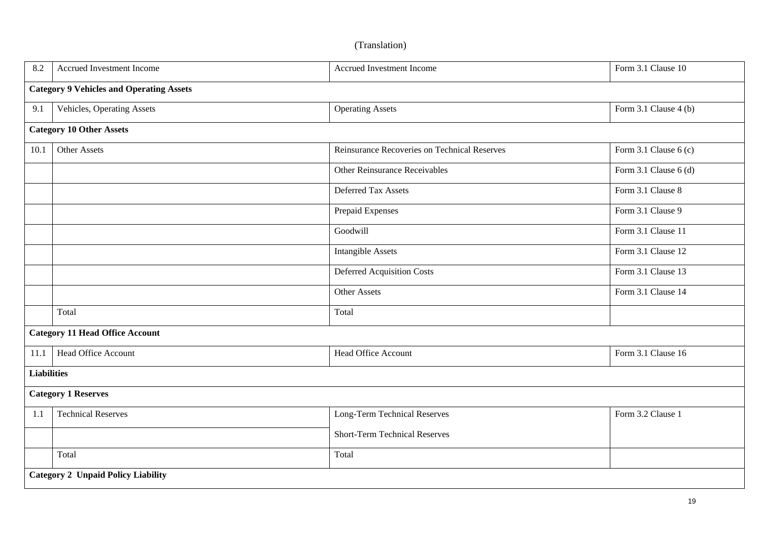(Translation)

| | | | |
|---|---|---|---|
| 8.2 | Accrued Investment Income | Accrued Investment Income | Form 3.1 Clause 10 |
| **Category 9 Vehicles and Operating Assets** | | | |
| 9.1 | Vehicles, Operating Assets | Operating Assets | Form 3.1 Clause 4 (b) |
| **Category 10 Other Assets** | | | |
| 10.1 | Other Assets | Reinsurance Recoveries on Technical Reserves | Form 3.1 Clause 6 (c) |
| | | Other Reinsurance Receivables | Form 3.1 Clause 6 (d) |
| | | Deferred Tax Assets | Form 3.1 Clause 8 |
| | | Prepaid Expenses | Form 3.1 Clause 9 |
| | | Goodwill | Form 3.1 Clause 11 |
| | | Intangible Assets | Form 3.1 Clause 12 |
| | | Deferred Acquisition Costs | Form 3.1 Clause 13 |
| | | Other Assets | Form 3.1 Clause 14 |
| | Total | Total | |
| **Category 11 Head Office Account** | | | |
| 11.1 | Head Office Account | Head Office Account | Form 3.1 Clause 16 |
| **Liabilities** | | | |
| **Category 1 Reserves** | | | |
| 1.1 | Technical Reserves | Long-Term Technical Reserves | Form 3.2 Clause 1 |
| | | Short-Term Technical Reserves | |
| | Total | Total | |
| **Category 2 Unpaid Policy Liability** | | | |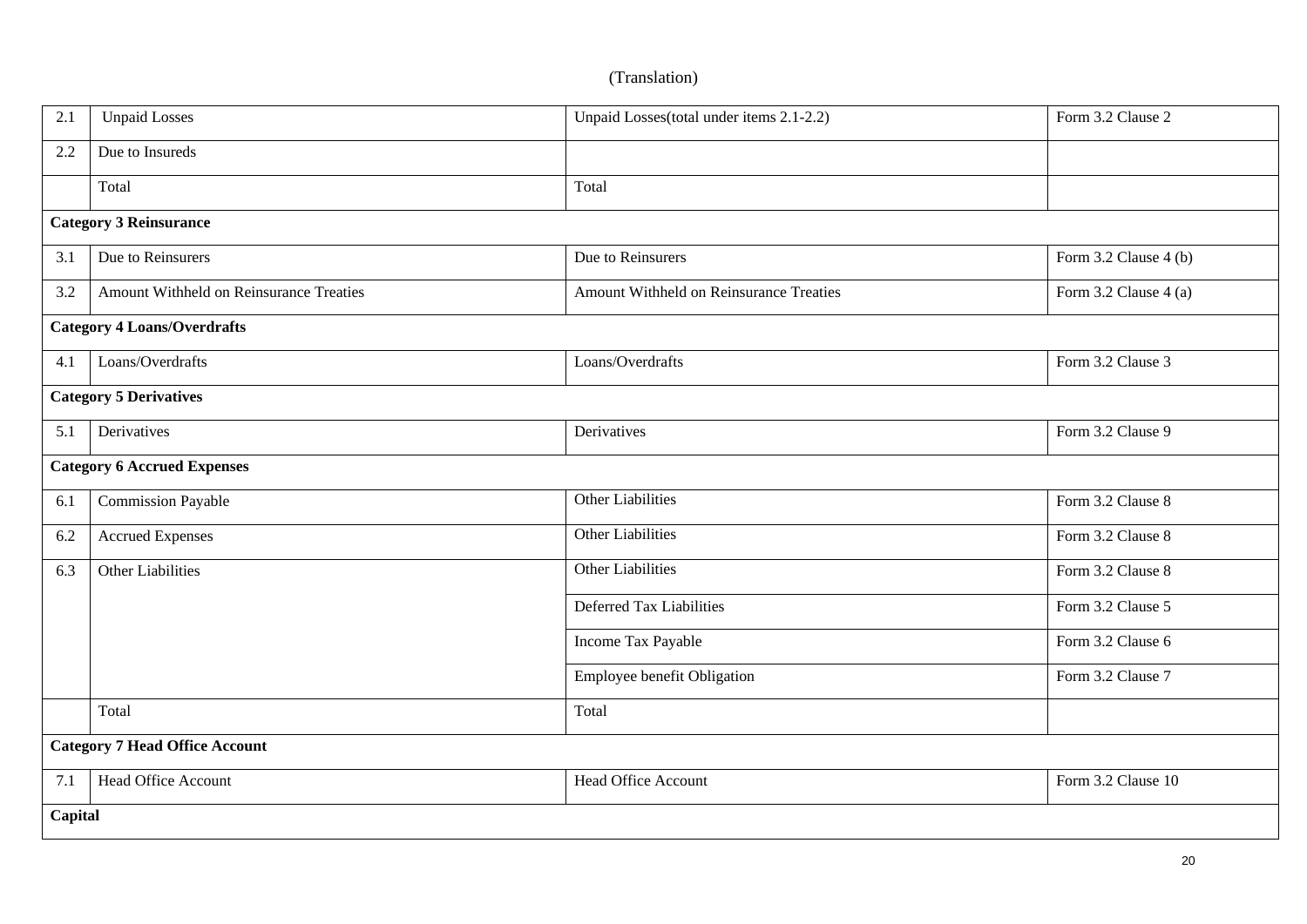(Translation)

| | | | |
|---|---|---|---|
| 2.1 | Unpaid Losses | Unpaid Losses(total under items 2.1-2.2) | Form 3.2 Clause 2 |
| 2.2 | Due to Insureds | | |
| | Total | Total | |
| **Category 3 Reinsurance** | | | |
| 3.1 | Due to Reinsurers | Due to Reinsurers | Form 3.2 Clause 4 (b) |
| 3.2 | Amount Withheld on Reinsurance Treaties | Amount Withheld on Reinsurance Treaties | Form 3.2 Clause 4 (a) |
| **Category 4 Loans/Overdrafts** | | | |
| 4.1 | Loans/Overdrafts | Loans/Overdrafts | Form 3.2 Clause 3 |
| **Category 5 Derivatives** | | | |
| 5.1 | Derivatives | Derivatives | Form 3.2 Clause 9 |
| **Category 6 Accrued Expenses** | | | |
| 6.1 | Commission Payable | Other Liabilities | Form 3.2 Clause 8 |
| 6.2 | Accrued Expenses | Other Liabilities | Form 3.2 Clause 8 |
| 6.3 | Other Liabilities | Other Liabilities | Form 3.2 Clause 8 |
| | | Deferred Tax Liabilities | Form 3.2 Clause 5 |
| | | Income Tax Payable | Form 3.2 Clause 6 |
| | | Employee benefit Obligation | Form 3.2 Clause 7 |
| | Total | Total | |
| **Category 7 Head Office Account** | | | |
| 7.1 | Head Office Account | Head Office Account | Form 3.2 Clause 10 |
| **Capital** | | | |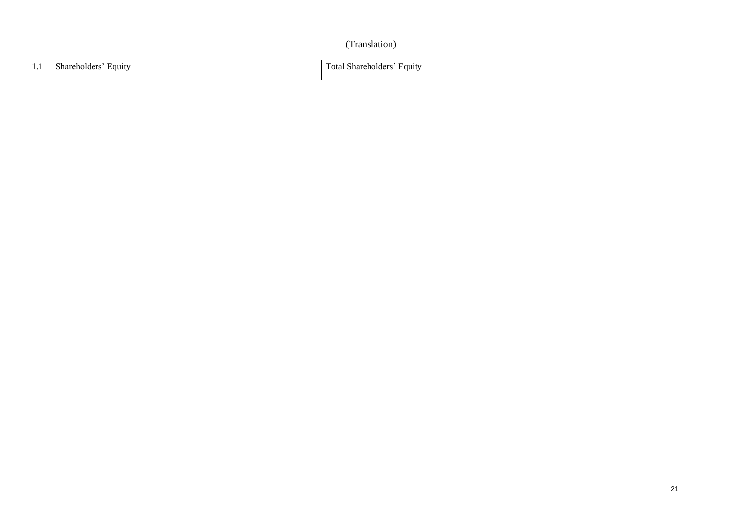(Translation)

| | | | |
|---|---|---|---|
| 1.1 | Shareholders' Equity | Total Shareholders' Equity | |